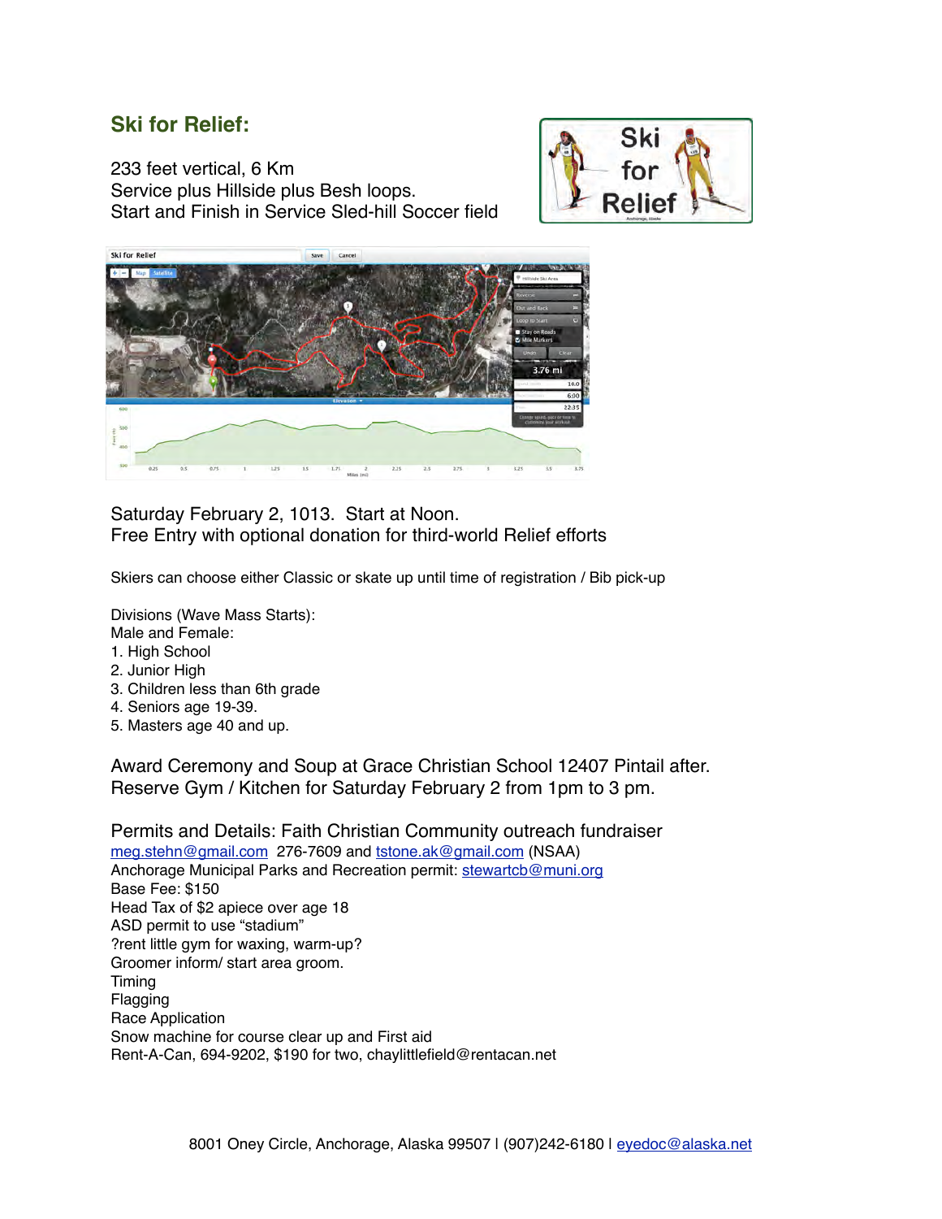## Ski for Relief:

233 feet vertical, 6 Km
Service plus Hillside plus Besh loops.
Start and Finish in Service Sled-hill Soccer field

Saturday February 2, 1013. Start at Noon.
Free Entry with optional donation for third-world Relief efforts

Skiers can choose either Classic or skate up until time of registration / Bib pick-up

Divisions (Wave Mass Starts):
Male and Female:

1. High School
2. Junior High
3. Children less than 6th grade
4. Seniors age 19-39.
5. Masters age 40 and up.

Award Ceremony and Soup at Grace Christian School 12407 Pintail after.
Reserve Gym / Kitchen for Saturday February 2 from 1pm to 3 pm.

Permits and Details: Faith Christian Community outreach fundraiser
meg.stehn@gmail.com 276-7609 and tstone.ak@gmail.com (NSAA)
Anchorage Municipal Parks and Recreation permit: stewartcb@muni.org
Base Fee: $150
Head Tax of $2 apiece over age 18
ASD permit to use "stadium"
?rent little gym for waxing, warm-up?
Groomer inform/ start area groom.
Timing
Flagging
Race Application
Snow machine for course clear up and First aid
Rent-A-Can, 694-9202, $190 for two, chaylittlefield@rentacan.net

8001 Oney Circle, Anchorage, Alaska 99507 | (907)242-6180 | eyedoc@alaska.net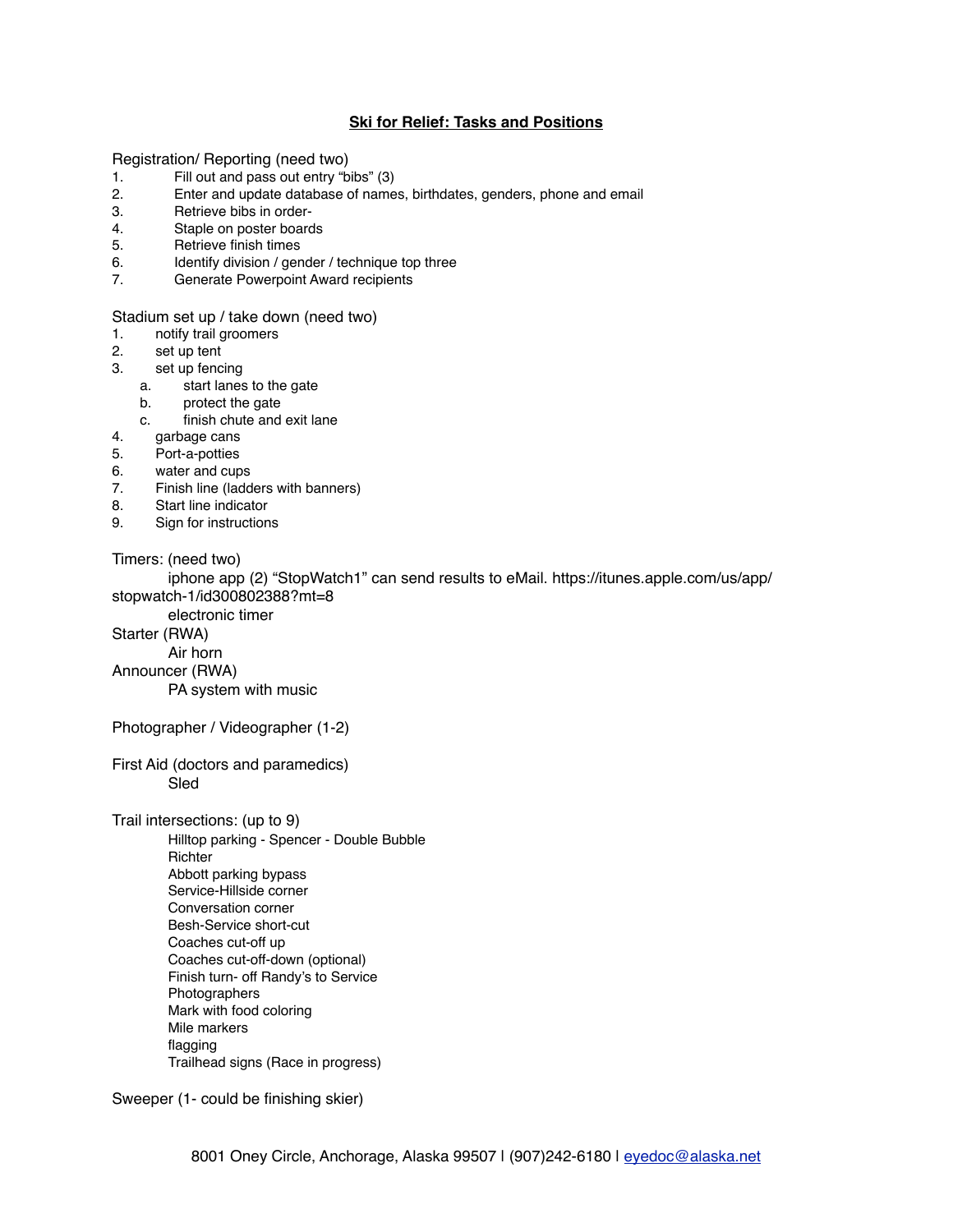# **Ski for Relief: Tasks and Positions**

Registration/ Reporting (need two)

1. Fill out and pass out entry “bibs” (3)
2. Enter and update database of names, birthdates, genders, phone and email
3. Retrieve bibs in order-
4. Staple on poster boards
5. Retrieve finish times
6. Identify division / gender / technique top three
7. Generate Powerpoint Award recipients

Stadium set up / take down (need two)

1. notify trail groomers
2. set up tent
3. set up fencing
    a. start lanes to the gate
    b. protect the gate
    c. finish chute and exit lane
4. garbage cans
5. Port-a-potties
6. water and cups
7. Finish line (ladders with banners)
8. Start line indicator
9. Sign for instructions

Timers: (need two)

iphone app (2) “StopWatch1” can send results to eMail. https://itunes.apple.com/us/app/stopwatch-1/id300802388?mt=8

electronic timer

Starter (RWA)

Air horn

Announcer (RWA)

PA system with music

Photographer / Videographer (1-2)

First Aid (doctors and paramedics)

Sled

Trail intersections: (up to 9)

Hilltop parking - Spencer - Double Bubble
Richter
Abbott parking bypass
Service-Hillside corner
Conversation corner
Besh-Service short-cut
Coaches cut-off up
Coaches cut-off-down (optional)
Finish turn- off Randy’s to Service
Photographers
Mark with food coloring
Mile markers
flagging
Trailhead signs (Race in progress)

Sweeper (1- could be finishing skier)

8001 Oney Circle, Anchorage, Alaska 99507 | (907)242-6180 | eyedoc@alaska.net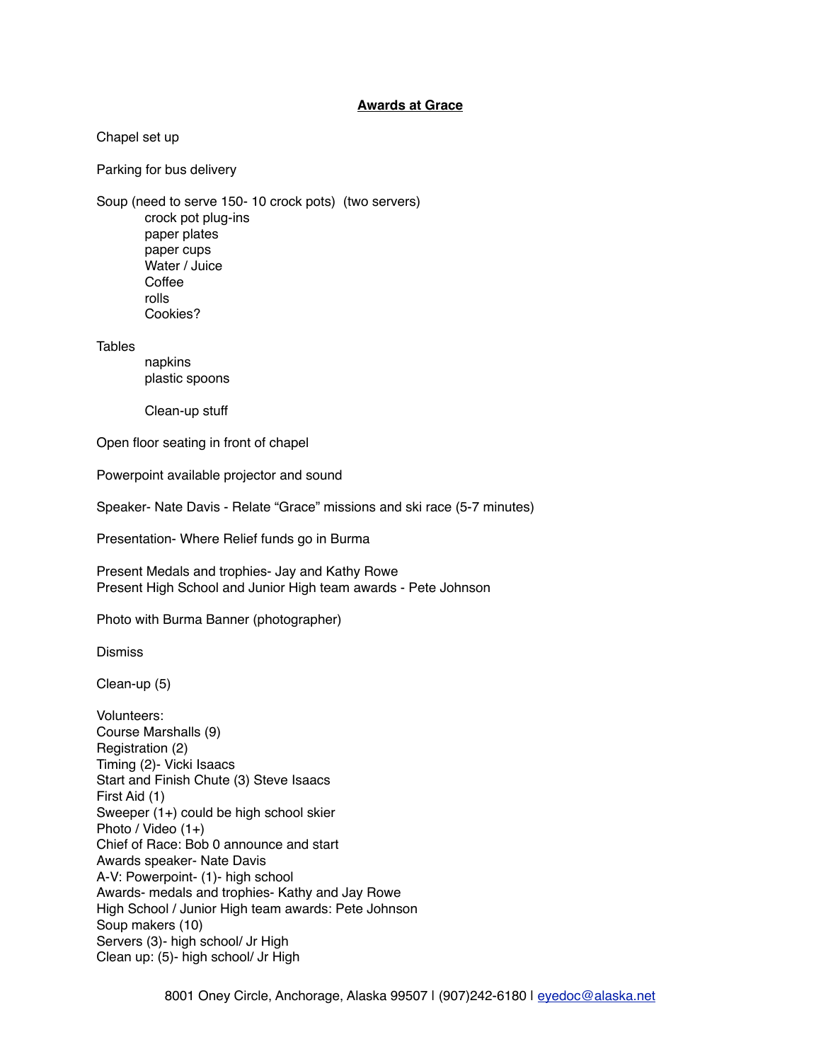# Awards at Grace

Chapel set up

Parking for bus delivery

Soup (need to serve 150- 10 crock pots) (two servers)
- crock pot plug-ins
- paper plates
- paper cups
- Water / Juice
- Coffee
- rolls
- Cookies?

Tables
- napkins
- plastic spoons

- Clean-up stuff

Open floor seating in front of chapel

Powerpoint available projector and sound

Speaker- Nate Davis - Relate "Grace" missions and ski race (5-7 minutes)

Presentation- Where Relief funds go in Burma

Present Medals and trophies- Jay and Kathy Rowe
Present High School and Junior High team awards - Pete Johnson

Photo with Burma Banner (photographer)

Dismiss

Clean-up (5)

Volunteers:
Course Marshalls (9)
Registration (2)
Timing (2)- Vicki Isaacs
Start and Finish Chute (3) Steve Isaacs
First Aid (1)
Sweeper (1+) could be high school skier
Photo / Video (1+)
Chief of Race: Bob 0 announce and start
Awards speaker- Nate Davis
A-V: Powerpoint- (1)- high school
Awards- medals and trophies- Kathy and Jay Rowe
High School / Junior High team awards: Pete Johnson
Soup makers (10)
Servers (3)- high school/ Jr High
Clean up: (5)- high school/ Jr High

8001 Oney Circle, Anchorage, Alaska 99507 | (907)242-6180 | eyedoc@alaska.net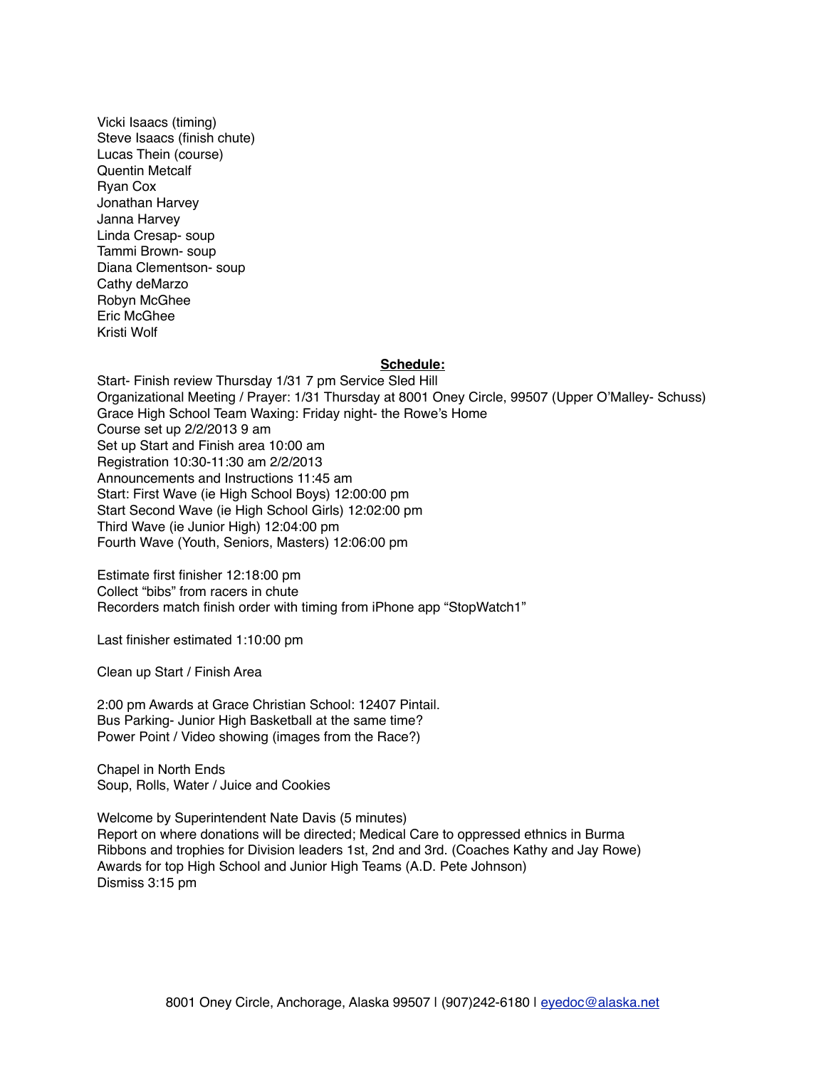Vicki Isaacs (timing)
Steve Isaacs (finish chute)
Lucas Thein (course)
Quentin Metcalf
Ryan Cox
Jonathan Harvey
Janna Harvey
Linda Cresap- soup
Tammi Brown- soup
Diana Clementson- soup
Cathy deMarzo
Robyn McGhee
Eric McGhee
Kristi Wolf

**Schedule:**

Start- Finish review Thursday 1/31 7 pm Service Sled Hill
Organizational Meeting / Prayer: 1/31 Thursday at 8001 Oney Circle, 99507 (Upper O'Malley- Schuss)
Grace High School Team Waxing: Friday night- the Rowe's Home
Course set up 2/2/2013 9 am
Set up Start and Finish area 10:00 am
Registration 10:30-11:30 am 2/2/2013
Announcements and Instructions 11:45 am
Start: First Wave (ie High School Boys) 12:00:00 pm
Start Second Wave (ie High School Girls) 12:02:00 pm
Third Wave (ie Junior High) 12:04:00 pm
Fourth Wave (Youth, Seniors, Masters) 12:06:00 pm

Estimate first finisher 12:18:00 pm
Collect "bibs" from racers in chute
Recorders match finish order with timing from iPhone app "StopWatch1"

Last finisher estimated 1:10:00 pm

Clean up Start / Finish Area

2:00 pm Awards at Grace Christian School: 12407 Pintail.
Bus Parking- Junior High Basketball at the same time?
Power Point / Video showing (images from the Race?)

Chapel in North Ends
Soup, Rolls, Water / Juice and Cookies

Welcome by Superintendent Nate Davis (5 minutes)
Report on where donations will be directed; Medical Care to oppressed ethnics in Burma
Ribbons and trophies for Division leaders 1st, 2nd and 3rd. (Coaches Kathy and Jay Rowe)
Awards for top High School and Junior High Teams (A.D. Pete Johnson)
Dismiss 3:15 pm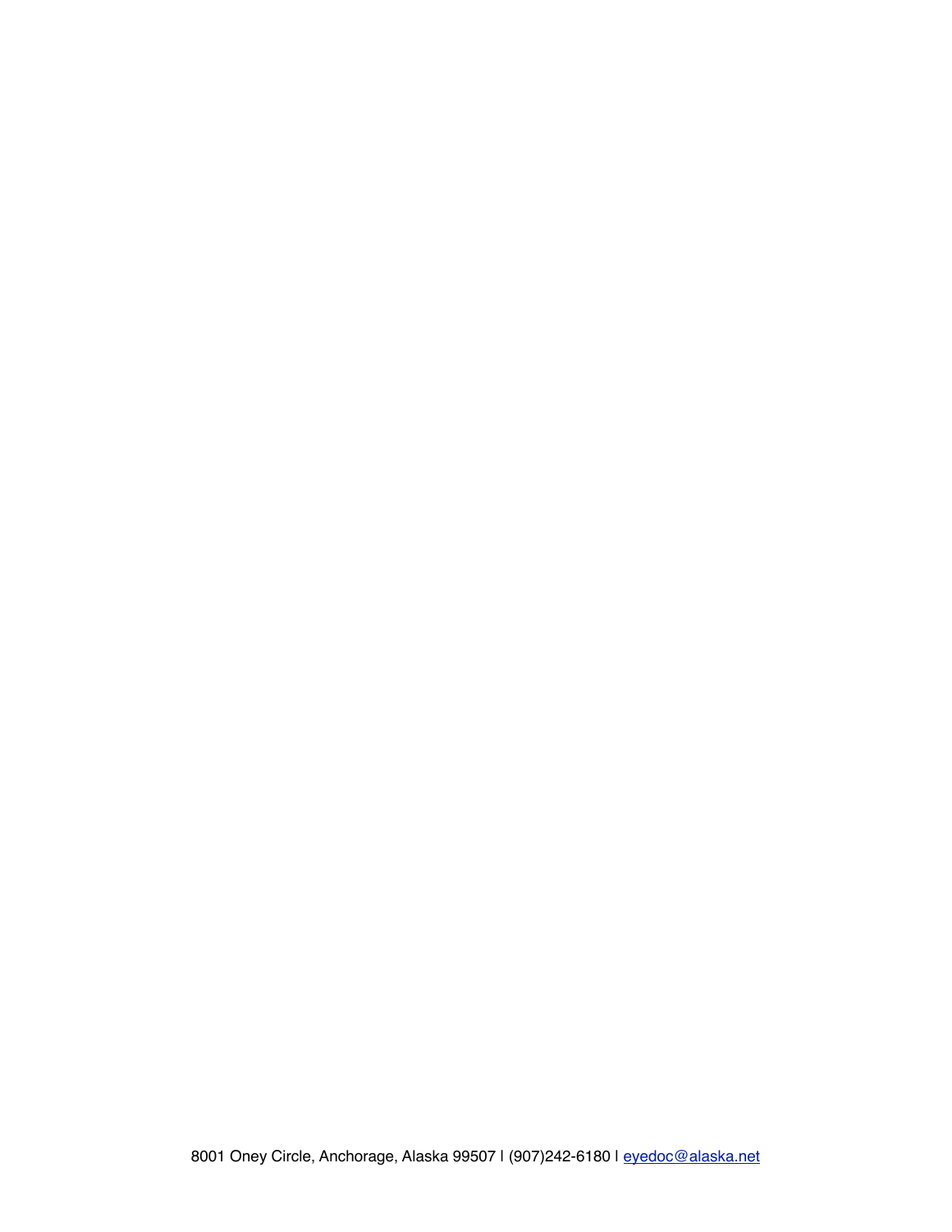8001 Oney Circle, Anchorage, Alaska 99507 | (907)242-6180 | eyedoc@alaska.net